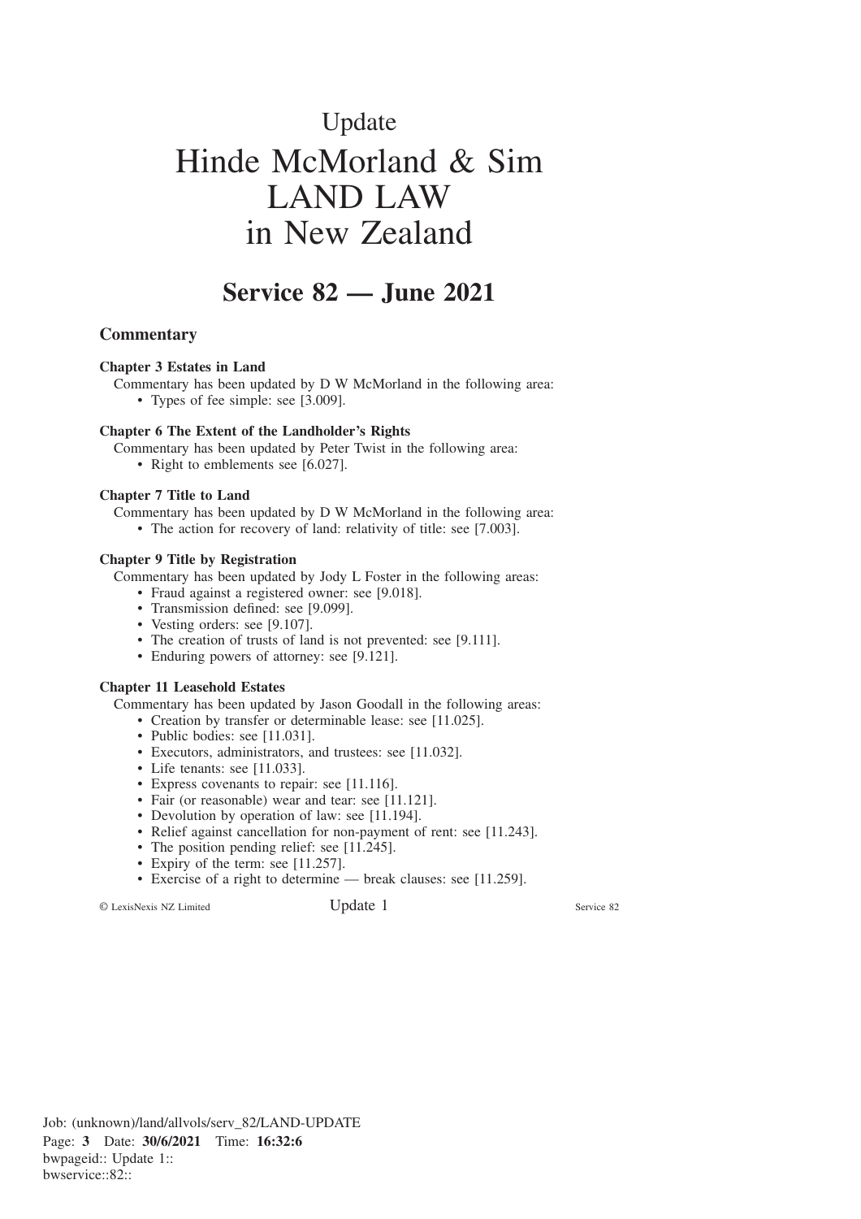# Update

# Hinde McMorland & Sim LAND LAW in New Zealand

## Service 82 — June 2021

### Commentary

**Chapter 3 Estates in Land**

Commentary has been updated by D W McMorland in the following area:

- Types of fee simple: see [3.009].

**Chapter 6 The Extent of the Landholder's Rights**

Commentary has been updated by Peter Twist in the following area:

- Right to emblements see [6.027].

**Chapter 7 Title to Land**

Commentary has been updated by D W McMorland in the following area:

- The action for recovery of land: relativity of title: see [7.003].

**Chapter 9 Title by Registration**

Commentary has been updated by Jody L Foster in the following areas:

- Fraud against a registered owner: see [9.018].
- Transmission defined: see [9.099].
- Vesting orders: see [9.107].
- The creation of trusts of land is not prevented: see [9.111].
- Enduring powers of attorney: see [9.121].

**Chapter 11 Leasehold Estates**

Commentary has been updated by Jason Goodall in the following areas:

- Creation by transfer or determinable lease: see [11.025].
- Public bodies: see [11.031].
- Executors, administrators, and trustees: see [11.032].
- Life tenants: see [11.033].
- Express covenants to repair: see [11.116].
- Fair (or reasonable) wear and tear: see [11.121].
- Devolution by operation of law: see [11.194].
- Relief against cancellation for non-payment of rent: see [11.243].
- The position pending relief: see [11.245].
- Expiry of the term: see [11.257].
- Exercise of a right to determine — break clauses: see [11.259].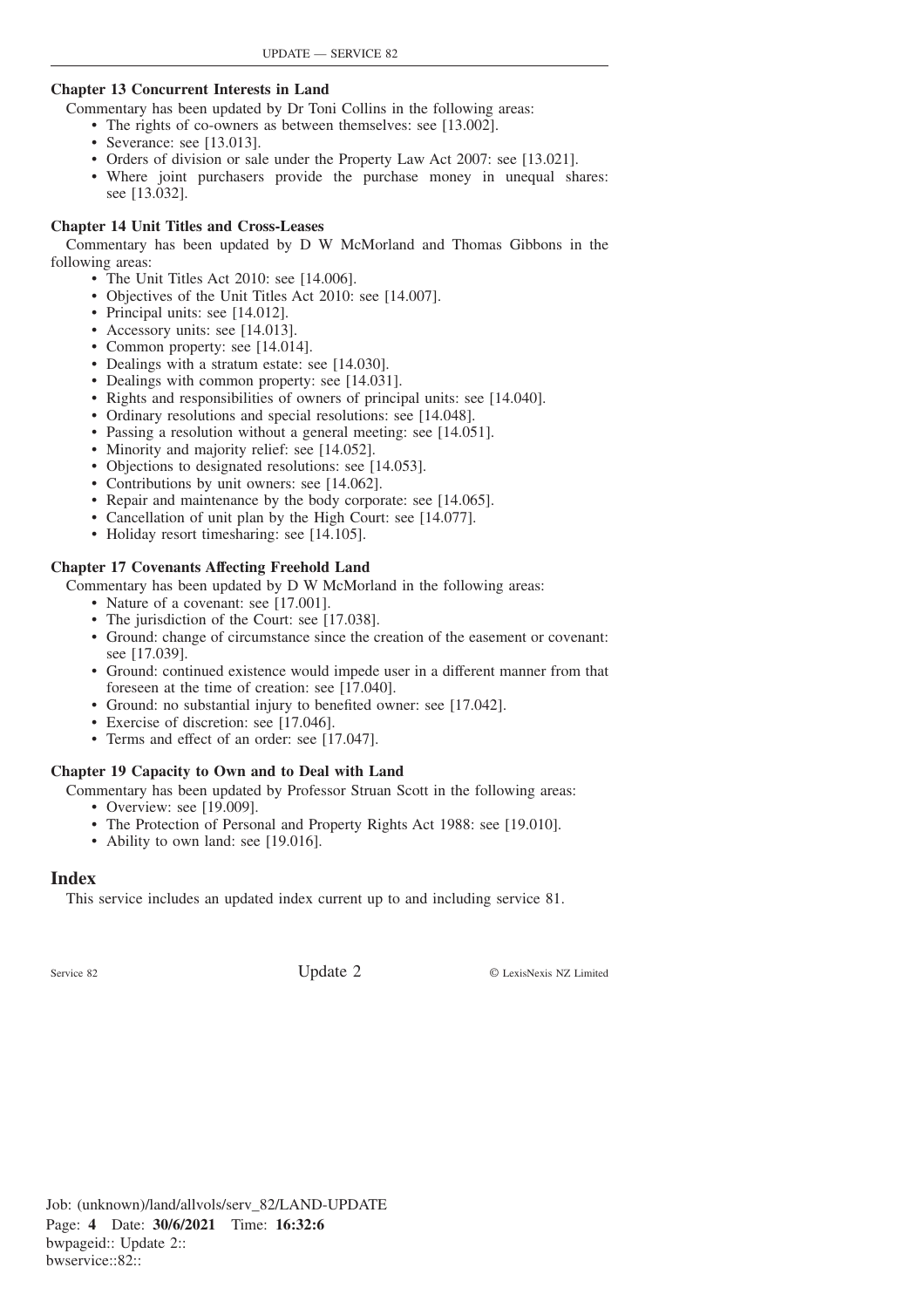**Chapter 13 Concurrent Interests in Land**

Commentary has been updated by Dr Toni Collins in the following areas:

- The rights of co-owners as between themselves: see [13.002].
- Severance: see [13.013].
- Orders of division or sale under the Property Law Act 2007: see [13.021].
- Where joint purchasers provide the purchase money in unequal shares: see [13.032].

**Chapter 14 Unit Titles and Cross-Leases**

Commentary has been updated by D W McMorland and Thomas Gibbons in the following areas:

- The Unit Titles Act 2010: see [14.006].
- Objectives of the Unit Titles Act 2010: see [14.007].
- Principal units: see [14.012].
- Accessory units: see [14.013].
- Common property: see [14.014].
- Dealings with a stratum estate: see [14.030].
- Dealings with common property: see [14.031].
- Rights and responsibilities of owners of principal units: see [14.040].
- Ordinary resolutions and special resolutions: see [14.048].
- Passing a resolution without a general meeting: see [14.051].
- Minority and majority relief: see [14.052].
- Objections to designated resolutions: see [14.053].
- Contributions by unit owners: see [14.062].
- Repair and maintenance by the body corporate: see [14.065].
- Cancellation of unit plan by the High Court: see [14.077].
- Holiday resort timesharing: see [14.105].

**Chapter 17 Covenants Affecting Freehold Land**

Commentary has been updated by D W McMorland in the following areas:

- Nature of a covenant: see [17.001].
- The jurisdiction of the Court: see [17.038].
- Ground: change of circumstance since the creation of the easement or covenant: see [17.039].
- Ground: continued existence would impede user in a different manner from that foreseen at the time of creation: see [17.040].
- Ground: no substantial injury to benefited owner: see [17.042].
- Exercise of discretion: see [17.046].
- Terms and effect of an order: see [17.047].

**Chapter 19 Capacity to Own and to Deal with Land**

Commentary has been updated by Professor Struan Scott in the following areas:

- Overview: see [19.009].
- The Protection of Personal and Property Rights Act 1988: see [19.010].
- Ability to own land: see [19.016].

## Index

This service includes an updated index current up to and including service 81.